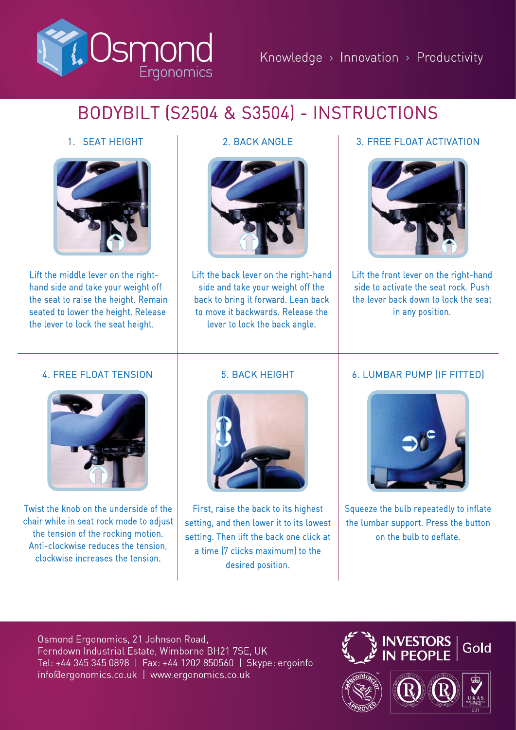Osmond Ergonomics

Knowledge › Innovation › Productivity

# BODYBILT (S2504 & S3504) - INSTRUCTIONS

## 1. SEAT HEIGHT

Lift the middle lever on the right-hand side and take your weight off the seat to raise the height. Remain seated to lower the height. Release the lever to lock the seat height.

## 2. BACK ANGLE

Lift the back lever on the right-hand side and take your weight off the back to bring it forward. Lean back to move it backwards. Release the lever to lock the back angle.

## 3. FREE FLOAT ACTIVATION

Lift the front lever on the right-hand side to activate the seat rock. Push the lever back down to lock the seat in any position.

## 4. FREE FLOAT TENSION

Twist the knob on the underside of the chair while in seat rock mode to adjust the tension of the rocking motion. Anti-clockwise reduces the tension, clockwise increases the tension.

## 5. BACK HEIGHT

First, raise the back to its highest setting, and then lower it to its lowest setting. Then lift the back one click at a time (7 clicks maximum) to the desired position.

## 6. LUMBAR PUMP (IF FITTED)

Squeeze the bulb repeatedly to inflate the lumbar support. Press the button on the bulb to deflate.

Osmond Ergonomics, 21 Johnson Road,
Ferndown Industrial Estate, Wimborne BH21 7SE, UK
Tel: +44 345 345 0898 | Fax: +44 1202 850560 | Skype: ergoinfo
info@ergonomics.co.uk | www.ergonomics.co.uk

INVESTORS IN PEOPLE | Gold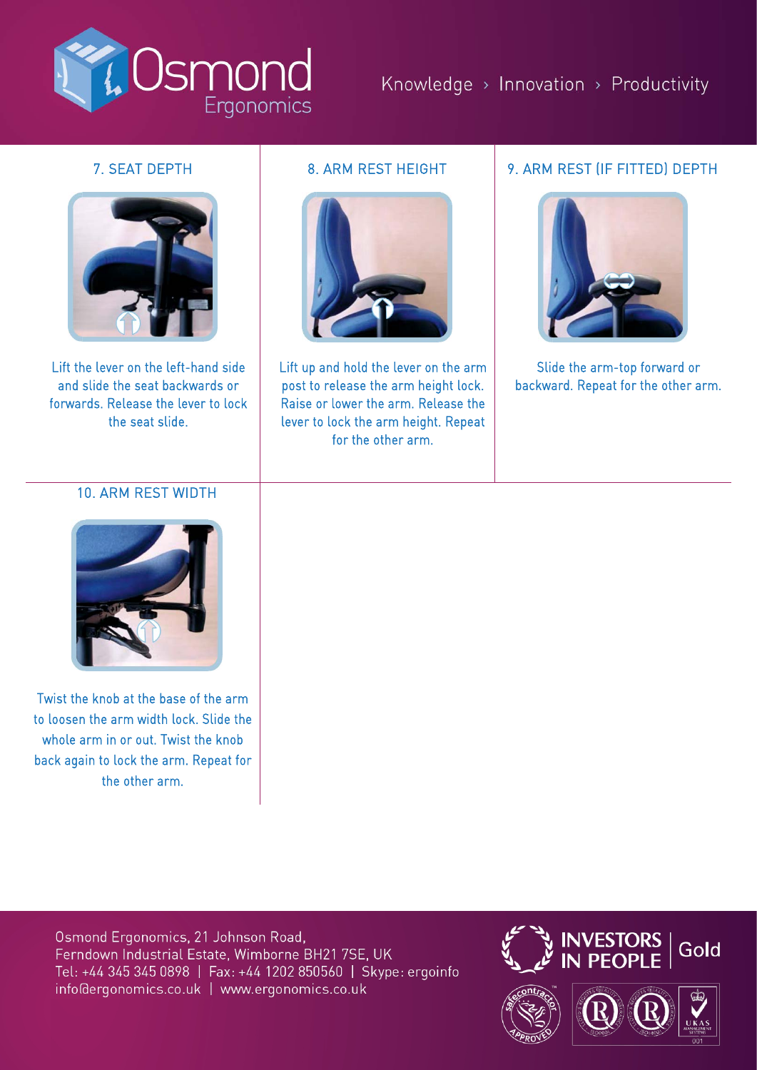## 7. SEAT DEPTH

Lift the lever on the left-hand side and slide the seat backwards or forwards. Release the lever to lock the seat slide.

## 8. ARM REST HEIGHT

Lift up and hold the lever on the arm post to release the arm height lock. Raise or lower the arm. Release the lever to lock the arm height. Repeat for the other arm.

## 9. ARM REST (IF FITTED) DEPTH

Slide the arm-top forward or backward. Repeat for the other arm.

## 10. ARM REST WIDTH

Twist the knob at the base of the arm to loosen the arm width lock. Slide the whole arm in or out. Twist the knob back again to lock the arm. Repeat for the other arm.

Osmond Ergonomics, 21 Johnson Road,
Ferndown Industrial Estate, Wimborne BH21 7SE, UK
Tel: +44 345 345 0898 | Fax: +44 1202 850560 | Skype: ergoinfo
info@ergonomics.co.uk | www.ergonomics.co.uk